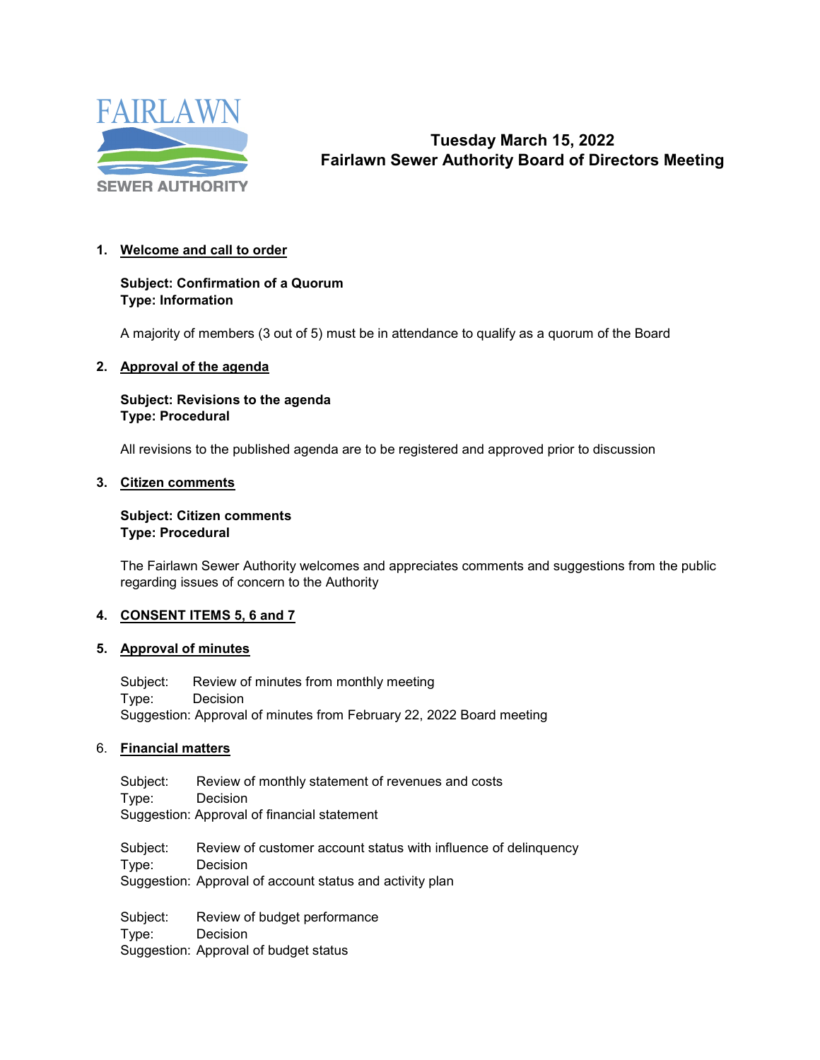FAIRLAWN SEWER AUTHORITY

# Tuesday March 15, 2022
# Fairlawn Sewer Authority Board of Directors Meeting

1. **Welcome and call to order**

   **Subject: Confirmation of a Quorum**
   **Type: Information**

   A majority of members (3 out of 5) must be in attendance to qualify as a quorum of the Board

2. **Approval of the agenda**

   **Subject: Revisions to the agenda**
   **Type: Procedural**

   All revisions to the published agenda are to be registered and approved prior to discussion

3. **Citizen comments**

   **Subject: Citizen comments**
   **Type: Procedural**

   The Fairlawn Sewer Authority welcomes and appreciates comments and suggestions from the public regarding issues of concern to the Authority

4. **CONSENT ITEMS 5, 6 and 7**

5. **Approval of minutes**

   Subject: Review of minutes from monthly meeting
   Type: Decision
   Suggestion: Approval of minutes from February 22, 2022 Board meeting

6. **Financial matters**

   Subject: Review of monthly statement of revenues and costs
   Type: Decision
   Suggestion: Approval of financial statement

   Subject: Review of customer account status with influence of delinquency
   Type: Decision
   Suggestion: Approval of account status and activity plan

   Subject: Review of budget performance
   Type: Decision
   Suggestion: Approval of budget status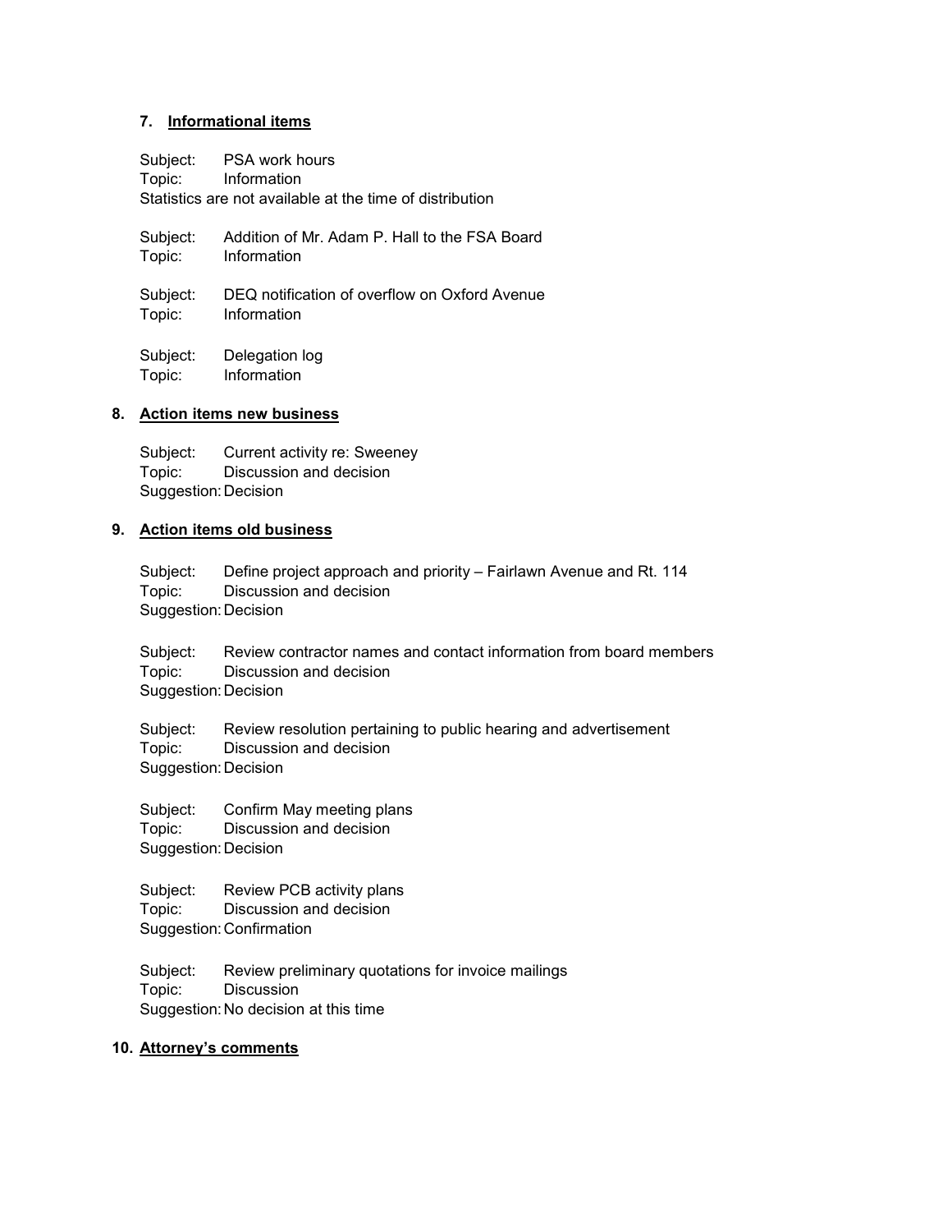## 7. Informational items

Subject: PSA work hours
Topic: Information
Statistics are not available at the time of distribution

Subject: Addition of Mr. Adam P. Hall to the FSA Board
Topic: Information

Subject: DEQ notification of overflow on Oxford Avenue
Topic: Information

Subject: Delegation log
Topic: Information

## 8. Action items new business

Subject: Current activity re: Sweeney
Topic: Discussion and decision
Suggestion: Decision

## 9. Action items old business

Subject: Define project approach and priority – Fairlawn Avenue and Rt. 114
Topic: Discussion and decision
Suggestion: Decision

Subject: Review contractor names and contact information from board members
Topic: Discussion and decision
Suggestion: Decision

Subject: Review resolution pertaining to public hearing and advertisement
Topic: Discussion and decision
Suggestion: Decision

Subject: Confirm May meeting plans
Topic: Discussion and decision
Suggestion: Decision

Subject: Review PCB activity plans
Topic: Discussion and decision
Suggestion: Confirmation

Subject: Review preliminary quotations for invoice mailings
Topic: Discussion
Suggestion: No decision at this time

## 10. Attorney's comments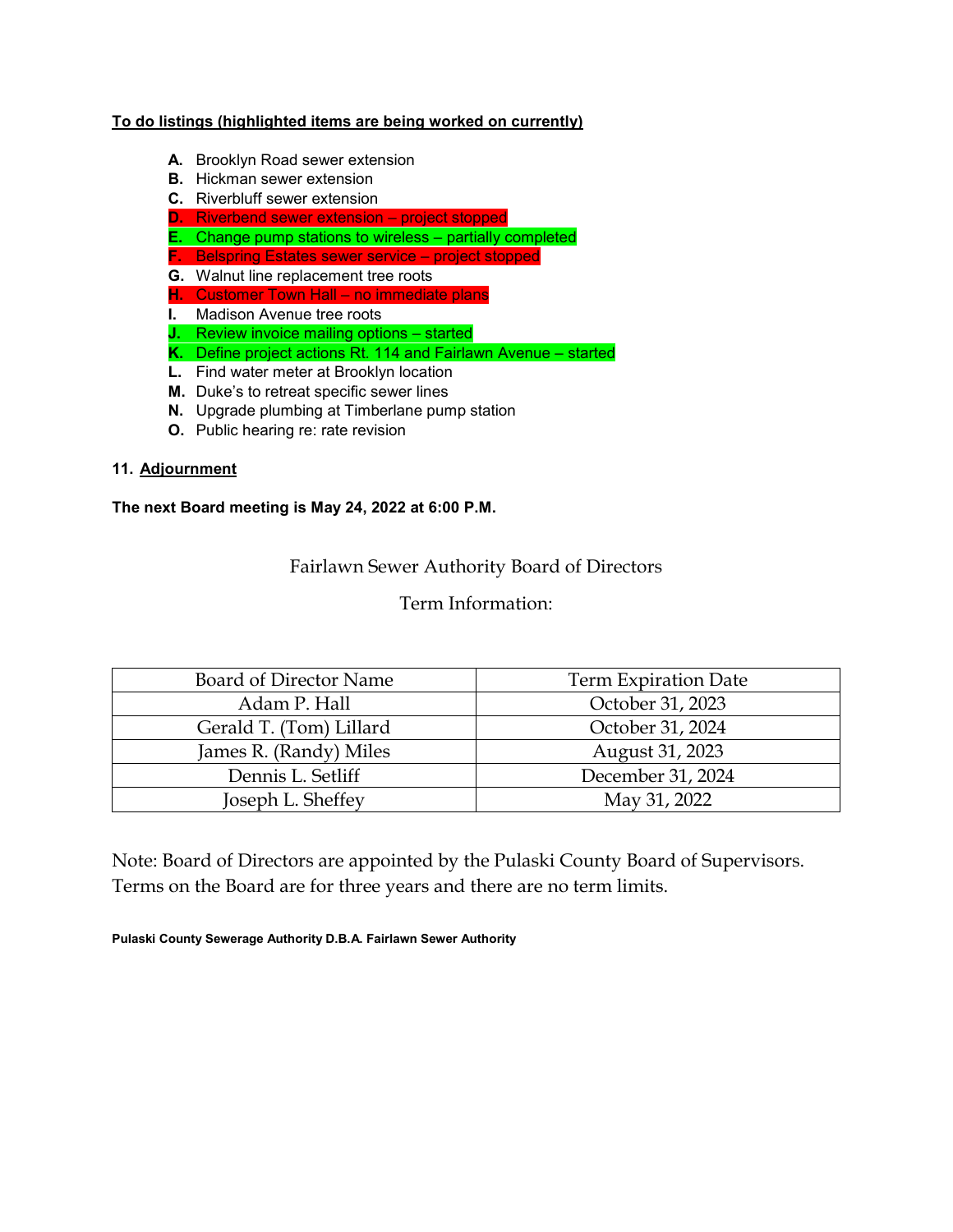**To do listings (highlighted items are being worked on currently)**

- **A.** Brooklyn Road sewer extension
- **B.** Hickman sewer extension
- **C.** Riverbluff sewer extension
- **D.** Riverbend sewer extension – project stopped
- **E.** Change pump stations to wireless – partially completed
- **F.** Belspring Estates sewer service – project stopped
- **G.** Walnut line replacement tree roots
- **H.** Customer Town Hall – no immediate plans
- **I.** Madison Avenue tree roots
- **J.** Review invoice mailing options – started
- **K.** Define project actions Rt. 114 and Fairlawn Avenue – started
- **L.** Find water meter at Brooklyn location
- **M.** Duke's to retreat specific sewer lines
- **N.** Upgrade plumbing at Timberlane pump station
- **O.** Public hearing re: rate revision

**11. Adjournment**

**The next Board meeting is May 24, 2022 at 6:00 P.M.**

Fairlawn Sewer Authority Board of Directors

Term Information:

| Board of Director Name | Term Expiration Date |
|---|---|
| Adam P. Hall | October 31, 2023 |
| Gerald T. (Tom) Lillard | October 31, 2024 |
| James R. (Randy) Miles | August 31, 2023 |
| Dennis L. Setliff | December 31, 2024 |
| Joseph L. Sheffey | May 31, 2022 |

Note: Board of Directors are appointed by the Pulaski County Board of Supervisors. Terms on the Board are for three years and there are no term limits.

**Pulaski County Sewerage Authority D.B.A. Fairlawn Sewer Authority**